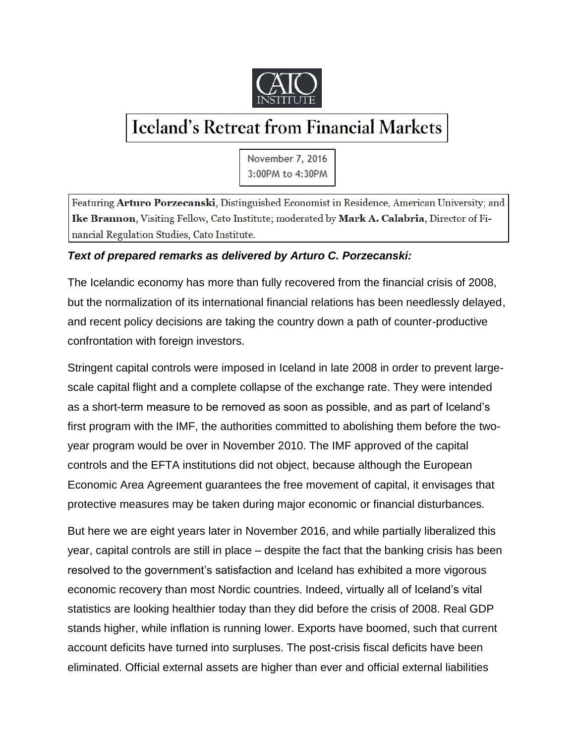CATO INSTITUTE

# Iceland's Retreat from Financial Markets

November 7, 2016
3:00PM to 4:30PM

Featuring **Arturo Porzecanski**, Distinguished Economist in Residence, American University; and **Ike Brannon**, Visiting Fellow, Cato Institute; moderated by **Mark A. Calabria**, Director of Financial Regulation Studies, Cato Institute.

***Text of prepared remarks as delivered by Arturo C. Porzecanski:***

The Icelandic economy has more than fully recovered from the financial crisis of 2008, but the normalization of its international financial relations has been needlessly delayed, and recent policy decisions are taking the country down a path of counter-productive confrontation with foreign investors.

Stringent capital controls were imposed in Iceland in late 2008 in order to prevent large-scale capital flight and a complete collapse of the exchange rate. They were intended as a short-term measure to be removed as soon as possible, and as part of Iceland's first program with the IMF, the authorities committed to abolishing them before the two-year program would be over in November 2010. The IMF approved of the capital controls and the EFTA institutions did not object, because although the European Economic Area Agreement guarantees the free movement of capital, it envisages that protective measures may be taken during major economic or financial disturbances.

But here we are eight years later in November 2016, and while partially liberalized this year, capital controls are still in place – despite the fact that the banking crisis has been resolved to the government's satisfaction and Iceland has exhibited a more vigorous economic recovery than most Nordic countries. Indeed, virtually all of Iceland's vital statistics are looking healthier today than they did before the crisis of 2008. Real GDP stands higher, while inflation is running lower. Exports have boomed, such that current account deficits have turned into surpluses. The post-crisis fiscal deficits have been eliminated. Official external assets are higher than ever and official external liabilities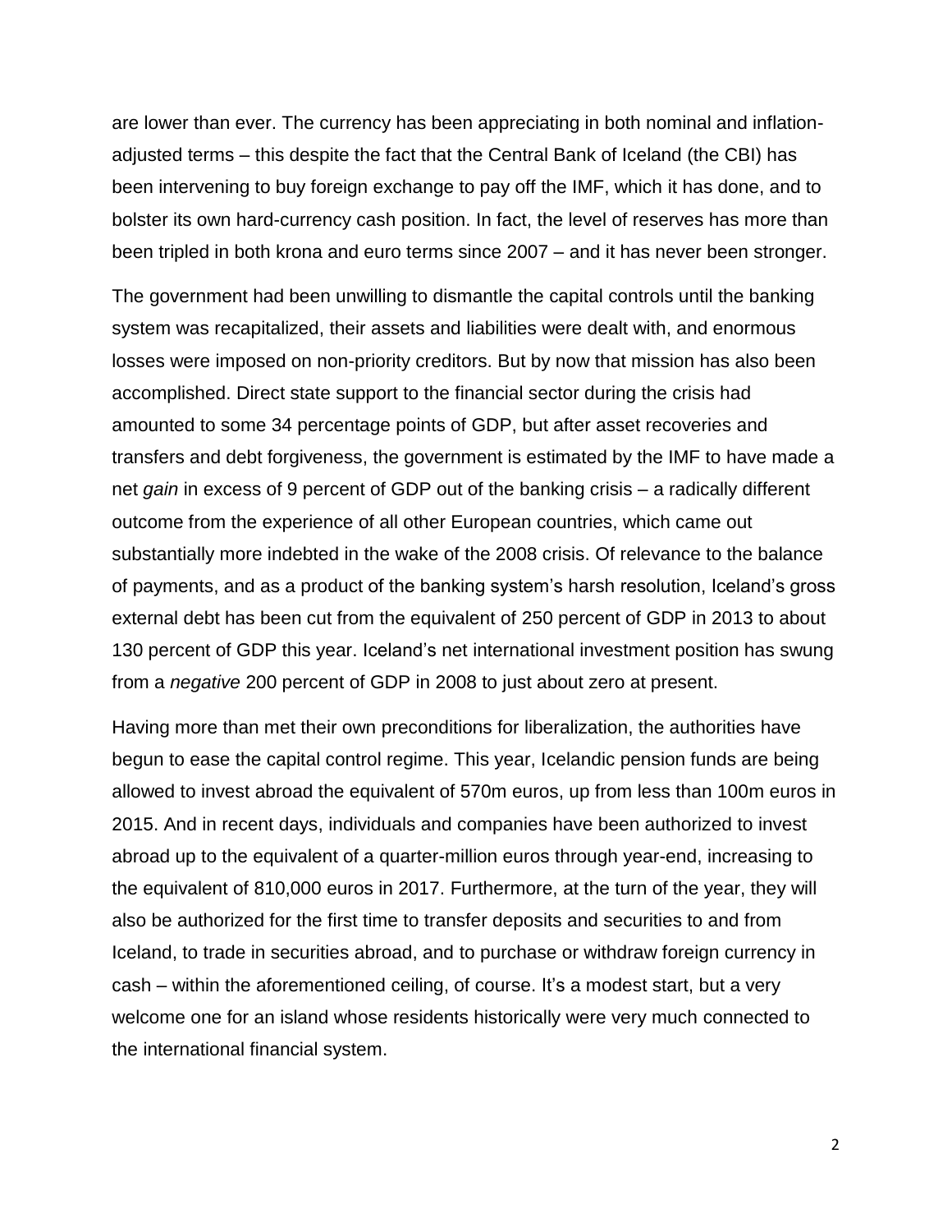are lower than ever. The currency has been appreciating in both nominal and inflation-adjusted terms – this despite the fact that the Central Bank of Iceland (the CBI) has been intervening to buy foreign exchange to pay off the IMF, which it has done, and to bolster its own hard-currency cash position. In fact, the level of reserves has more than been tripled in both krona and euro terms since 2007 – and it has never been stronger.

The government had been unwilling to dismantle the capital controls until the banking system was recapitalized, their assets and liabilities were dealt with, and enormous losses were imposed on non-priority creditors. But by now that mission has also been accomplished. Direct state support to the financial sector during the crisis had amounted to some 34 percentage points of GDP, but after asset recoveries and transfers and debt forgiveness, the government is estimated by the IMF to have made a net *gain* in excess of 9 percent of GDP out of the banking crisis – a radically different outcome from the experience of all other European countries, which came out substantially more indebted in the wake of the 2008 crisis. Of relevance to the balance of payments, and as a product of the banking system's harsh resolution, Iceland's gross external debt has been cut from the equivalent of 250 percent of GDP in 2013 to about 130 percent of GDP this year. Iceland's net international investment position has swung from a *negative* 200 percent of GDP in 2008 to just about zero at present.

Having more than met their own preconditions for liberalization, the authorities have begun to ease the capital control regime. This year, Icelandic pension funds are being allowed to invest abroad the equivalent of 570m euros, up from less than 100m euros in 2015. And in recent days, individuals and companies have been authorized to invest abroad up to the equivalent of a quarter-million euros through year-end, increasing to the equivalent of 810,000 euros in 2017. Furthermore, at the turn of the year, they will also be authorized for the first time to transfer deposits and securities to and from Iceland, to trade in securities abroad, and to purchase or withdraw foreign currency in cash – within the aforementioned ceiling, of course. It's a modest start, but a very welcome one for an island whose residents historically were very much connected to the international financial system.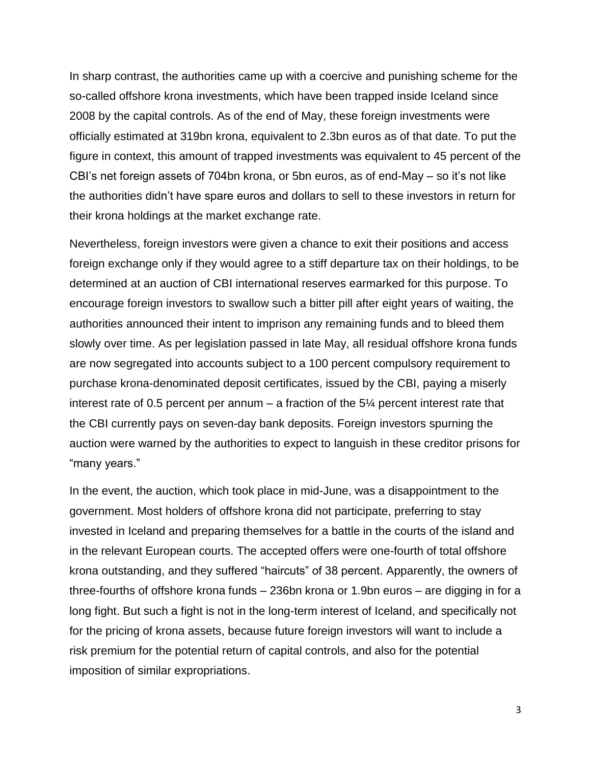In sharp contrast, the authorities came up with a coercive and punishing scheme for the so-called offshore krona investments, which have been trapped inside Iceland since 2008 by the capital controls. As of the end of May, these foreign investments were officially estimated at 319bn krona, equivalent to 2.3bn euros as of that date. To put the figure in context, this amount of trapped investments was equivalent to 45 percent of the CBI's net foreign assets of 704bn krona, or 5bn euros, as of end-May – so it's not like the authorities didn't have spare euros and dollars to sell to these investors in return for their krona holdings at the market exchange rate.

Nevertheless, foreign investors were given a chance to exit their positions and access foreign exchange only if they would agree to a stiff departure tax on their holdings, to be determined at an auction of CBI international reserves earmarked for this purpose. To encourage foreign investors to swallow such a bitter pill after eight years of waiting, the authorities announced their intent to imprison any remaining funds and to bleed them slowly over time. As per legislation passed in late May, all residual offshore krona funds are now segregated into accounts subject to a 100 percent compulsory requirement to purchase krona-denominated deposit certificates, issued by the CBI, paying a miserly interest rate of 0.5 percent per annum – a fraction of the 5¼ percent interest rate that the CBI currently pays on seven-day bank deposits. Foreign investors spurning the auction were warned by the authorities to expect to languish in these creditor prisons for "many years."

In the event, the auction, which took place in mid-June, was a disappointment to the government. Most holders of offshore krona did not participate, preferring to stay invested in Iceland and preparing themselves for a battle in the courts of the island and in the relevant European courts. The accepted offers were one-fourth of total offshore krona outstanding, and they suffered "haircuts" of 38 percent. Apparently, the owners of three-fourths of offshore krona funds – 236bn krona or 1.9bn euros – are digging in for a long fight. But such a fight is not in the long-term interest of Iceland, and specifically not for the pricing of krona assets, because future foreign investors will want to include a risk premium for the potential return of capital controls, and also for the potential imposition of similar expropriations.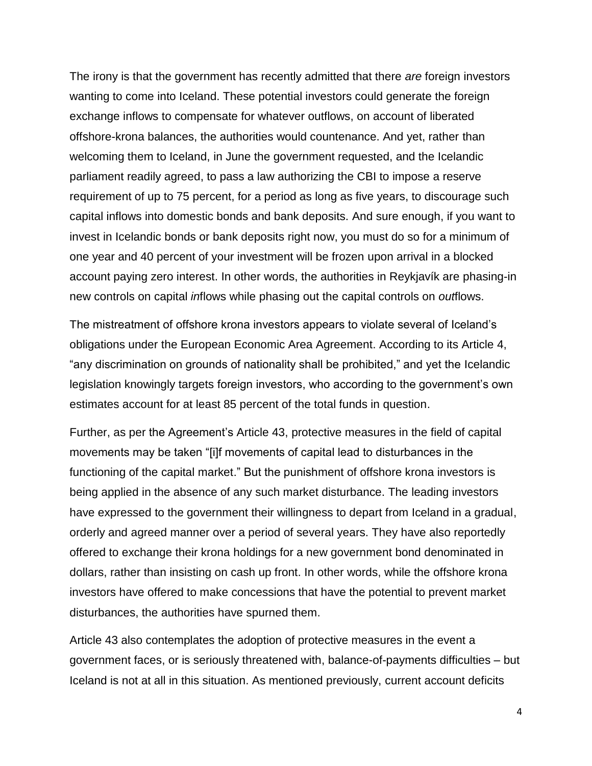The irony is that the government has recently admitted that there *are* foreign investors wanting to come into Iceland. These potential investors could generate the foreign exchange inflows to compensate for whatever outflows, on account of liberated offshore-krona balances, the authorities would countenance. And yet, rather than welcoming them to Iceland, in June the government requested, and the Icelandic parliament readily agreed, to pass a law authorizing the CBI to impose a reserve requirement of up to 75 percent, for a period as long as five years, to discourage such capital inflows into domestic bonds and bank deposits. And sure enough, if you want to invest in Icelandic bonds or bank deposits right now, you must do so for a minimum of one year and 40 percent of your investment will be frozen upon arrival in a blocked account paying zero interest. In other words, the authorities in Reykjavík are phasing-in new controls on capital *in*flows while phasing out the capital controls on *out*flows.

The mistreatment of offshore krona investors appears to violate several of Iceland's obligations under the European Economic Area Agreement. According to its Article 4, "any discrimination on grounds of nationality shall be prohibited," and yet the Icelandic legislation knowingly targets foreign investors, who according to the government's own estimates account for at least 85 percent of the total funds in question.

Further, as per the Agreement's Article 43, protective measures in the field of capital movements may be taken "[i]f movements of capital lead to disturbances in the functioning of the capital market." But the punishment of offshore krona investors is being applied in the absence of any such market disturbance. The leading investors have expressed to the government their willingness to depart from Iceland in a gradual, orderly and agreed manner over a period of several years. They have also reportedly offered to exchange their krona holdings for a new government bond denominated in dollars, rather than insisting on cash up front. In other words, while the offshore krona investors have offered to make concessions that have the potential to prevent market disturbances, the authorities have spurned them.

Article 43 also contemplates the adoption of protective measures in the event a government faces, or is seriously threatened with, balance-of-payments difficulties – but Iceland is not at all in this situation. As mentioned previously, current account deficits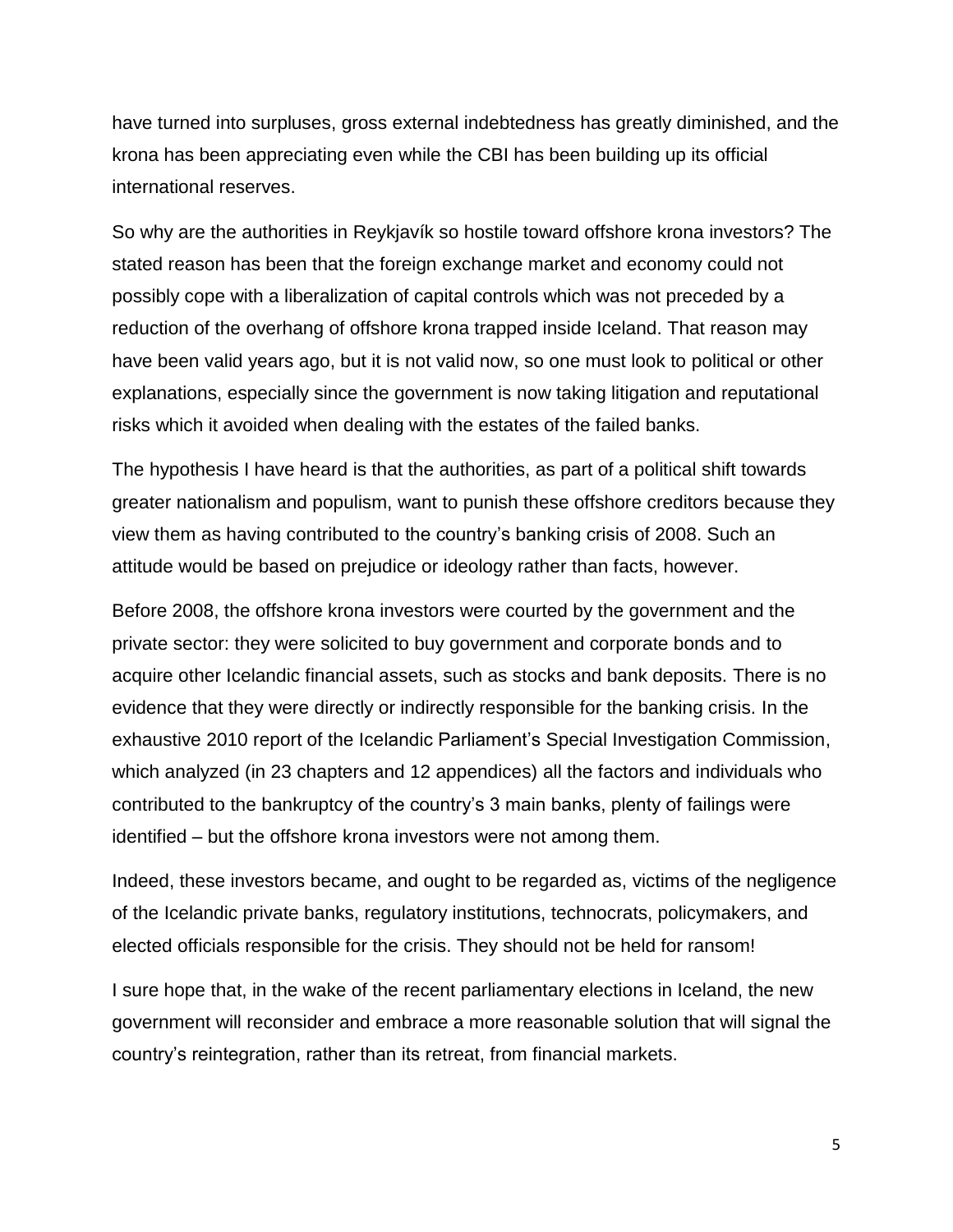have turned into surpluses, gross external indebtedness has greatly diminished, and the krona has been appreciating even while the CBI has been building up its official international reserves.

So why are the authorities in Reykjavík so hostile toward offshore krona investors? The stated reason has been that the foreign exchange market and economy could not possibly cope with a liberalization of capital controls which was not preceded by a reduction of the overhang of offshore krona trapped inside Iceland. That reason may have been valid years ago, but it is not valid now, so one must look to political or other explanations, especially since the government is now taking litigation and reputational risks which it avoided when dealing with the estates of the failed banks.

The hypothesis I have heard is that the authorities, as part of a political shift towards greater nationalism and populism, want to punish these offshore creditors because they view them as having contributed to the country's banking crisis of 2008. Such an attitude would be based on prejudice or ideology rather than facts, however.

Before 2008, the offshore krona investors were courted by the government and the private sector: they were solicited to buy government and corporate bonds and to acquire other Icelandic financial assets, such as stocks and bank deposits. There is no evidence that they were directly or indirectly responsible for the banking crisis. In the exhaustive 2010 report of the Icelandic Parliament's Special Investigation Commission, which analyzed (in 23 chapters and 12 appendices) all the factors and individuals who contributed to the bankruptcy of the country's 3 main banks, plenty of failings were identified – but the offshore krona investors were not among them.

Indeed, these investors became, and ought to be regarded as, victims of the negligence of the Icelandic private banks, regulatory institutions, technocrats, policymakers, and elected officials responsible for the crisis. They should not be held for ransom!

I sure hope that, in the wake of the recent parliamentary elections in Iceland, the new government will reconsider and embrace a more reasonable solution that will signal the country's reintegration, rather than its retreat, from financial markets.